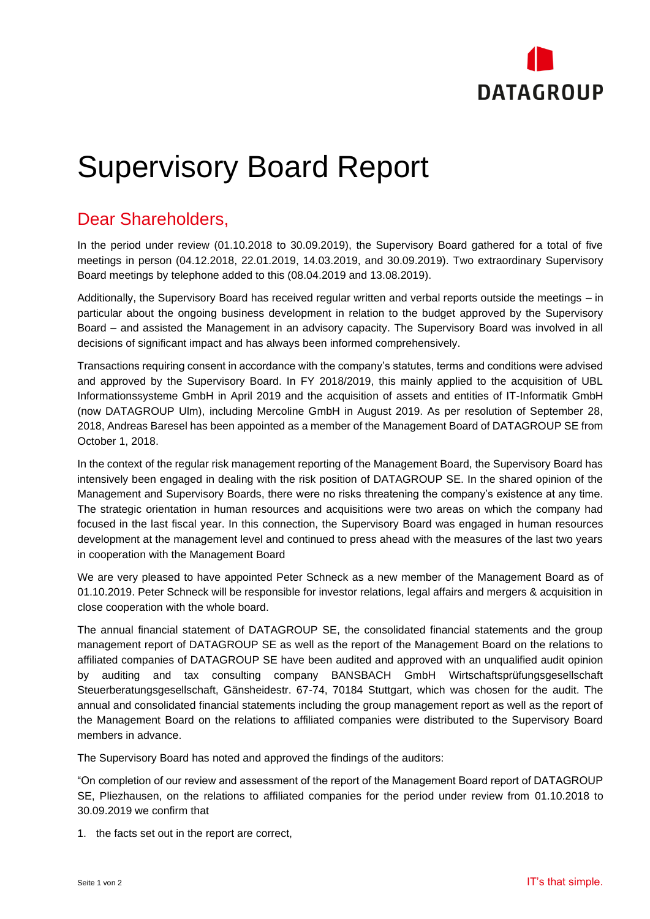# Supervisory Board Report

## Dear Shareholders,

In the period under review (01.10.2018 to 30.09.2019), the Supervisory Board gathered for a total of five meetings in person (04.12.2018, 22.01.2019, 14.03.2019, and 30.09.2019). Two extraordinary Supervisory Board meetings by telephone added to this (08.04.2019 and 13.08.2019).

Additionally, the Supervisory Board has received regular written and verbal reports outside the meetings – in particular about the ongoing business development in relation to the budget approved by the Supervisory Board – and assisted the Management in an advisory capacity. The Supervisory Board was involved in all decisions of significant impact and has always been informed comprehensively.

Transactions requiring consent in accordance with the company's statutes, terms and conditions were advised and approved by the Supervisory Board. In FY 2018/2019, this mainly applied to the acquisition of UBL Informationssysteme GmbH in April 2019 and the acquisition of assets and entities of IT-Informatik GmbH (now DATAGROUP Ulm), including Mercoline GmbH in August 2019. As per resolution of September 28, 2018, Andreas Baresel has been appointed as a member of the Management Board of DATAGROUP SE from October 1, 2018.

In the context of the regular risk management reporting of the Management Board, the Supervisory Board has intensively been engaged in dealing with the risk position of DATAGROUP SE. In the shared opinion of the Management and Supervisory Boards, there were no risks threatening the company's existence at any time. The strategic orientation in human resources and acquisitions were two areas on which the company had focused in the last fiscal year. In this connection, the Supervisory Board was engaged in human resources development at the management level and continued to press ahead with the measures of the last two years in cooperation with the Management Board

We are very pleased to have appointed Peter Schneck as a new member of the Management Board as of 01.10.2019. Peter Schneck will be responsible for investor relations, legal affairs and mergers & acquisition in close cooperation with the whole board.

The annual financial statement of DATAGROUP SE, the consolidated financial statements and the group management report of DATAGROUP SE as well as the report of the Management Board on the relations to affiliated companies of DATAGROUP SE have been audited and approved with an unqualified audit opinion by auditing and tax consulting company BANSBACH GmbH Wirtschaftsprüfungsgesellschaft Steuerberatungsgesellschaft, Gänsheidestr. 67-74, 70184 Stuttgart, which was chosen for the audit. The annual and consolidated financial statements including the group management report as well as the report of the Management Board on the relations to affiliated companies were distributed to the Supervisory Board members in advance.

The Supervisory Board has noted and approved the findings of the auditors:

"On completion of our review and assessment of the report of the Management Board report of DATAGROUP SE, Pliezhausen, on the relations to affiliated companies for the period under review from 01.10.2018 to 30.09.2019 we confirm that

1. the facts set out in the report are correct,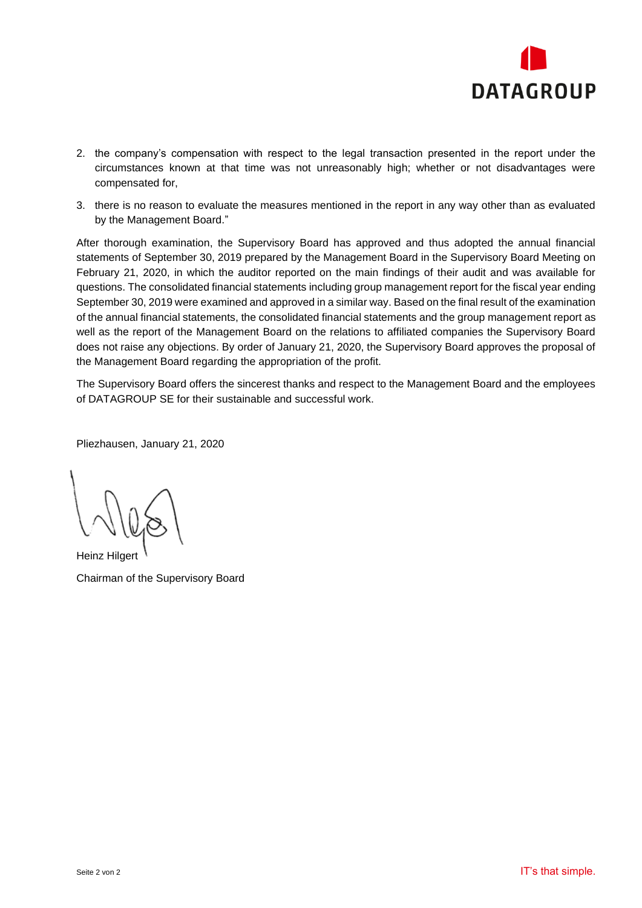2. the company's compensation with respect to the legal transaction presented in the report under the circumstances known at that time was not unreasonably high; whether or not disadvantages were compensated for,
3. there is no reason to evaluate the measures mentioned in the report in any way other than as evaluated by the Management Board."

After thorough examination, the Supervisory Board has approved and thus adopted the annual financial statements of September 30, 2019 prepared by the Management Board in the Supervisory Board Meeting on February 21, 2020, in which the auditor reported on the main findings of their audit and was available for questions. The consolidated financial statements including group management report for the fiscal year ending September 30, 2019 were examined and approved in a similar way. Based on the final result of the examination of the annual financial statements, the consolidated financial statements and the group management report as well as the report of the Management Board on the relations to affiliated companies the Supervisory Board does not raise any objections. By order of January 21, 2020, the Supervisory Board approves the proposal of the Management Board regarding the appropriation of the profit.

The Supervisory Board offers the sincerest thanks and respect to the Management Board and the employees of DATAGROUP SE for their sustainable and successful work.

Pliezhausen, January 21, 2020

Heinz Hilgert

Chairman of the Supervisory Board